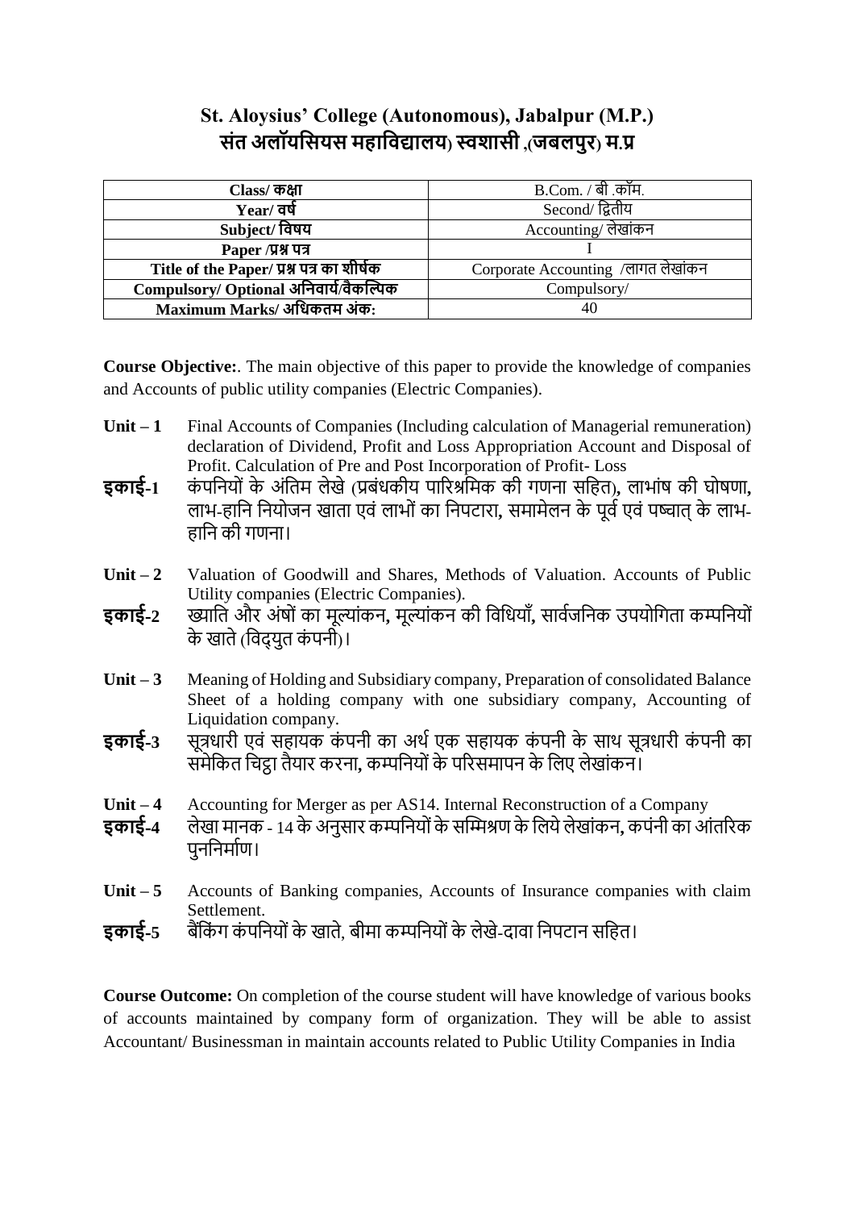# St. Aloysius' College (Autonomous), Jabalpur (M.P.)
# संत अलॉयसियस महाविद्यालय) स्वशासी ,(जबलपुर) म.प्र

| Class/ कक्षा | B.Com. / बी .कॉम. |
|---|---|
| Year/ वर्ष | Second/ द्वितीय |
| Subject/ विषय | Accounting/ लेखांकन |
| Paper /प्रश्न पत्र | I |
| Title of the Paper/ प्रश्न पत्र का शीर्षक | Corporate Accounting /लागत लेखांकन |
| Compulsory/ Optional अनिवार्य/वैकल्पिक | Compulsory/ |
| Maximum Marks/ अधिकतम अंक: | 40 |

**Course Objective:**. The main objective of this paper to provide the knowledge of companies and Accounts of public utility companies (Electric Companies).

**Unit – 1** Final Accounts of Companies (Including calculation of Managerial remuneration) declaration of Dividend, Profit and Loss Appropriation Account and Disposal of Profit. Calculation of Pre and Post Incorporation of Profit- Loss

**इकाई-1** कंपनियों के अंतिम लेखे (प्रबंधकीय पारिश्रमिक की गणना सहित), लाभांष की घोषणा, लाभ-हानि नियोजन खाता एवं लाभों का निपटारा, समामेलन के पूर्व एवं पष्चात् के लाभ-हानि की गणना।

**Unit – 2** Valuation of Goodwill and Shares, Methods of Valuation. Accounts of Public Utility companies (Electric Companies).

**इकाई-2** ख्याति और अंषों का मूल्यांकन, मूल्यांकन की विधियाँ, सार्वजनिक उपयोगिता कम्पनियों के खाते (विद्युत कंपनी)।

**Unit – 3** Meaning of Holding and Subsidiary company, Preparation of consolidated Balance Sheet of a holding company with one subsidiary company, Accounting of Liquidation company.

**इकाई-3** सूत्रधारी एवं सहायक कंपनी का अर्थ एक सहायक कंपनी के साथ सूत्रधारी कंपनी का समेकित चिट्ठा तैयार करना, कम्पनियों के परिसमापन के लिए लेखांकन।

**Unit – 4** Accounting for Merger as per AS14. Internal Reconstruction of a Company

**इकाई-4** लेखा मानक - 14 के अनुसार कम्पनियों के सम्मिश्रण के लिये लेखांकन, कपंनी का आंतरिक पुननिर्माण।

**Unit – 5** Accounts of Banking companies, Accounts of Insurance companies with claim Settlement.

**इकाई-5** बैंकिंग कंपनियों के खाते, बीमा कम्पनियों के लेखे-दावा निपटान सहित।

**Course Outcome:** On completion of the course student will have knowledge of various books of accounts maintained by company form of organization. They will be able to assist Accountant/ Businessman in maintain accounts related to Public Utility Companies in India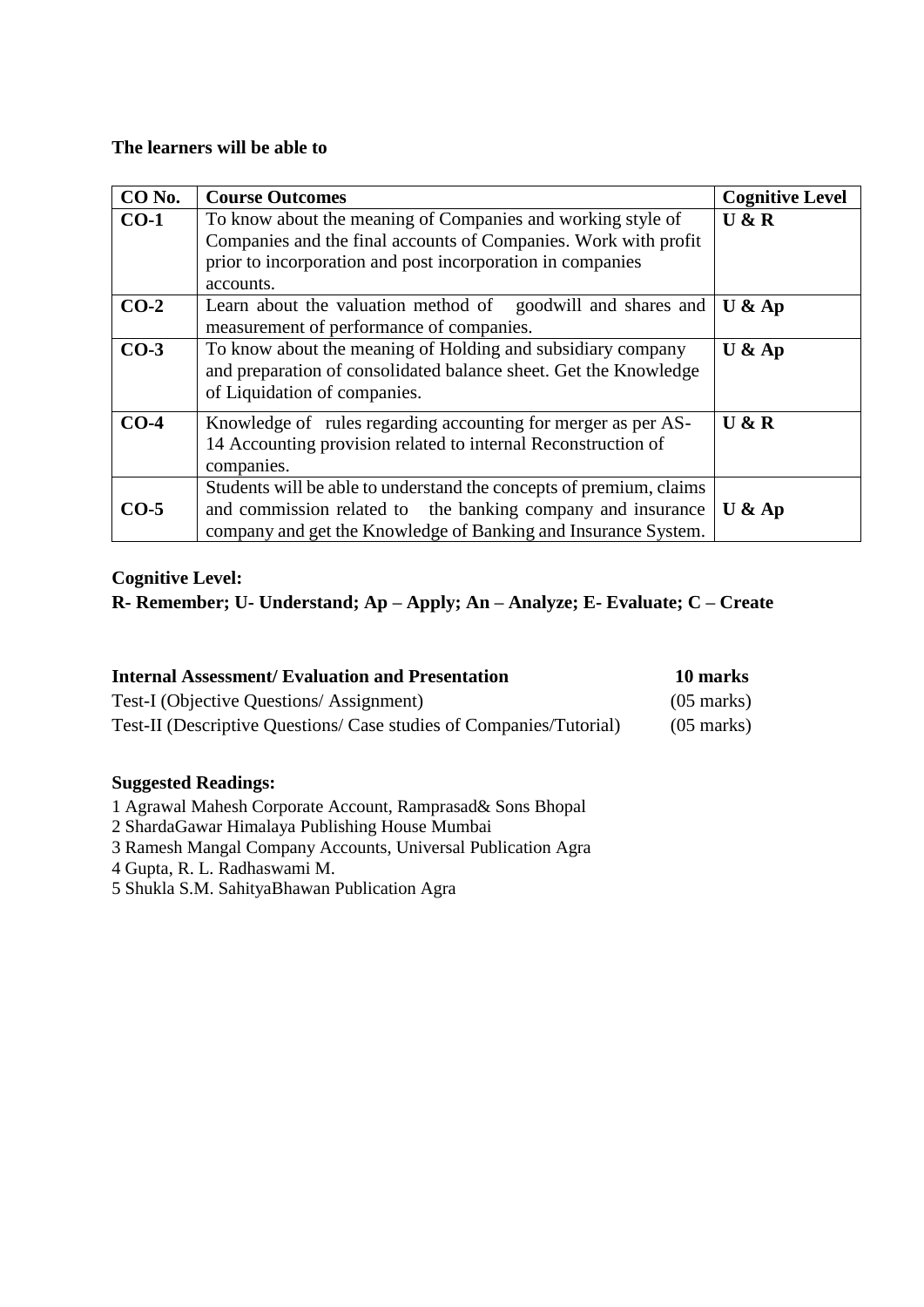**The learners will be able to**

| CO No. | Course Outcomes | Cognitive Level |
|---|---|---|
| **CO-1** | To know about the meaning of Companies and working style of Companies and the final accounts of Companies. Work with profit prior to incorporation and post incorporation in companies accounts. | **U & R** |
| **CO-2** | Learn about the valuation method of goodwill and shares and measurement of performance of companies. | **U & Ap** |
| **CO-3** | To know about the meaning of Holding and subsidiary company and preparation of consolidated balance sheet. Get the Knowledge of Liquidation of companies. | **U & Ap** |
| **CO-4** | Knowledge of rules regarding accounting for merger as per AS-14 Accounting provision related to internal Reconstruction of companies. | **U & R** |
| **CO-5** | Students will be able to understand the concepts of premium, claims and commission related to the banking company and insurance company and get the Knowledge of Banking and Insurance System. | **U & Ap** |

**Cognitive Level:**
**R- Remember; U- Understand; Ap – Apply; An – Analyze; E- Evaluate; C – Create**

| **Internal Assessment/ Evaluation and Presentation** | **10 marks** |
|---|---|
| Test-I (Objective Questions/ Assignment) | (05 marks) |
| Test-II (Descriptive Questions/ Case studies of Companies/Tutorial) | (05 marks) |

**Suggested Readings:**

1 Agrawal Mahesh Corporate Account, Ramprasad& Sons Bhopal
2 ShardaGawar Himalaya Publishing House Mumbai
3 Ramesh Mangal Company Accounts, Universal Publication Agra
4 Gupta, R. L. Radhaswami M.
5 Shukla S.M. SahityaBhawan Publication Agra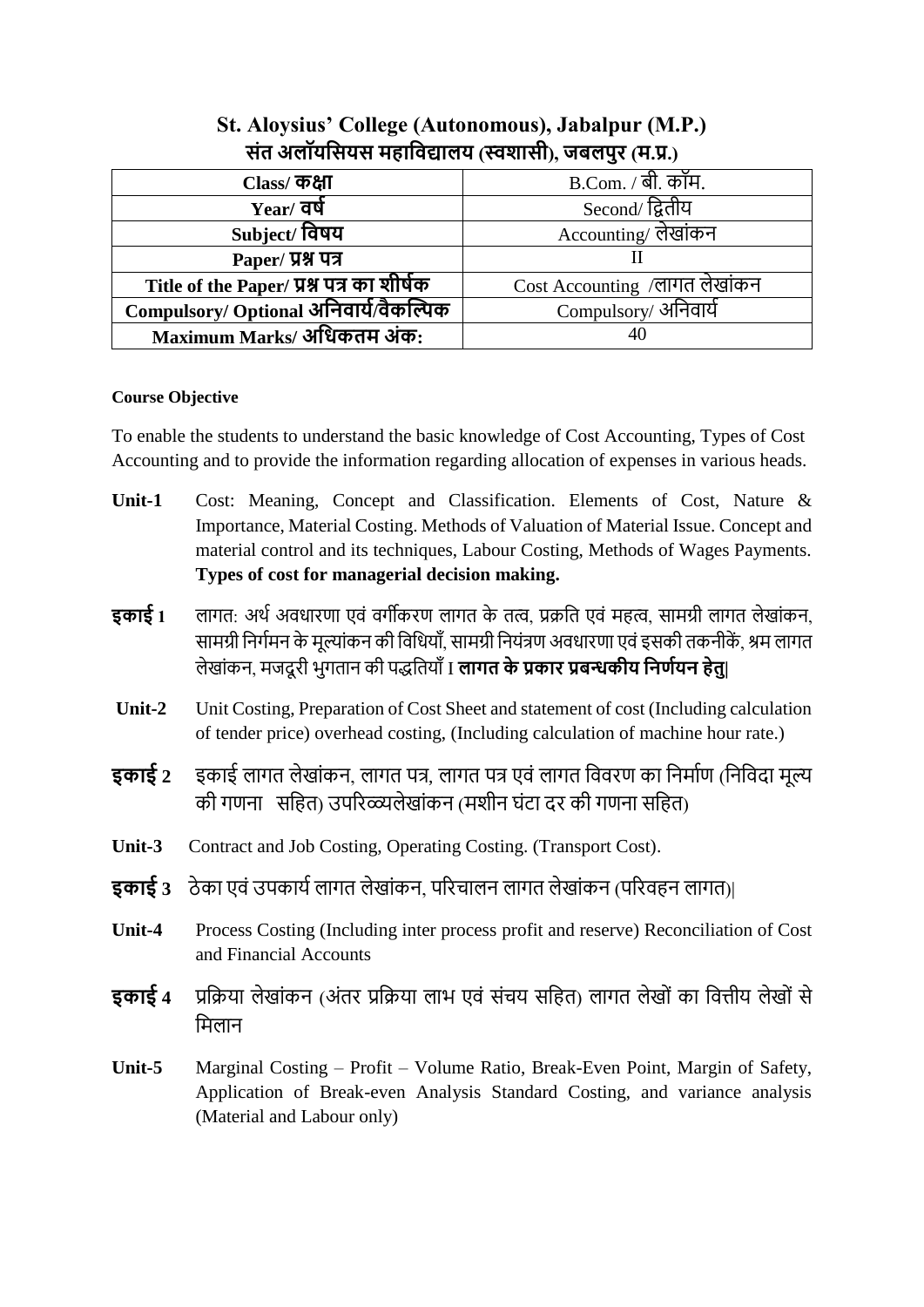# St. Aloysius' College (Autonomous), Jabalpur (M.P.)
## संत अलॉयसियस महाविद्यालय (स्वशासी), जबलपुर (म.प्र.)

| Class/ कक्षा | B.Com. / बी. कॉम. |
|---|---|
| Year/ वर्ष | Second/ द्वितीय |
| Subject/ विषय | Accounting/ लेखांकन |
| Paper/ प्रश्न पत्र | II |
| Title of the Paper/ प्रश्न पत्र का शीर्षक | Cost Accounting /लागत लेखांकन |
| Compulsory/ Optional अनिवार्य/वैकल्पिक | Compulsory/ अनिवार्य |
| Maximum Marks/ अधिकतम अंक: | 40 |

**Course Objective**

To enable the students to understand the basic knowledge of Cost Accounting, Types of Cost Accounting and to provide the information regarding allocation of expenses in various heads.

**Unit-1** Cost: Meaning, Concept and Classification. Elements of Cost, Nature & Importance, Material Costing. Methods of Valuation of Material Issue. Concept and material control and its techniques, Labour Costing, Methods of Wages Payments. **Types of cost for managerial decision making.**

**इकाई 1** लागत: अर्थ अवधारणा एवं वर्गीकरण लागत के तत्व, प्रक्रति एवं महत्व, सामग्री लागत लेखांकन, सामग्री निर्गमन के मूल्यांकन की विधियाँ, सामग्री नियंत्रण अवधारणा एवं इसकी तकनीकें, श्रम लागत लेखांकन, मजदूरी भुगतान की पद्धतियाँ I **लागत के प्रकार प्रबन्धकीय निर्णयन हेतु|**

**Unit-2** Unit Costing, Preparation of Cost Sheet and statement of cost (Including calculation of tender price) overhead costing, (Including calculation of machine hour rate.)

**इकाई 2** इकाई लागत लेखांकन, लागत पत्र, लागत पत्र एवं लागत विवरण का निर्माण (निविदा मूल्य की गणना सहित) उपरिव्ययलेखांकन (मशीन घंटा दर की गणना सहित)

**Unit-3** Contract and Job Costing, Operating Costing. (Transport Cost).

**इकाई 3** ठेका एवं उपकार्य लागत लेखांकन, परिचालन लागत लेखांकन (परिवहन लागत)|

**Unit-4** Process Costing (Including inter process profit and reserve) Reconciliation of Cost and Financial Accounts

**इकाई 4** प्रक्रिया लेखांकन (अंतर प्रक्रिया लाभ एवं संचय सहित) लागत लेखों का वित्तीय लेखों से मिलान

**Unit-5** Marginal Costing – Profit – Volume Ratio, Break-Even Point, Margin of Safety, Application of Break-even Analysis Standard Costing, and variance analysis (Material and Labour only)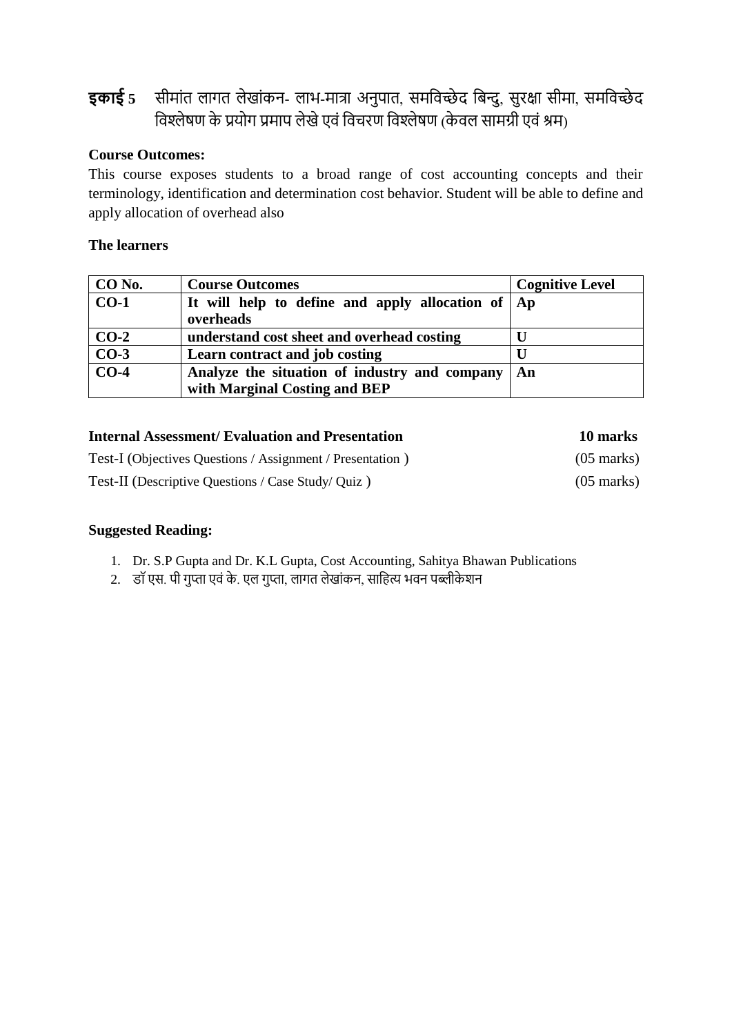**इकाई 5** सीमांत लागत लेखांकन- लाभ-मात्रा अनुपात, समविच्छेद बिन्दु, सुरक्षा सीमा, समविच्छेद विश्लेषण के प्रयोग प्रमाप लेखे एवं विचरण विश्लेषण (केवल सामग्री एवं श्रम)

**Course Outcomes:**

This course exposes students to a broad range of cost accounting concepts and their terminology, identification and determination cost behavior. Student will be able to define and apply allocation of overhead also

**The learners**

| CO No. | Course Outcomes | Cognitive Level |
|---|---|---|
| **CO-1** | **It will help to define and apply allocation of overheads** | **Ap** |
| **CO-2** | **understand cost sheet and overhead costing** | **U** |
| **CO-3** | **Learn contract and job costing** | **U** |
| **CO-4** | **Analyze the situation of industry and company with Marginal Costing and BEP** | **An** |

**Internal Assessment/ Evaluation and Presentation** **10 marks**

Test-I (Objectives Questions / Assignment / Presentation ) (05 marks)

Test-II (Descriptive Questions / Case Study/ Quiz ) (05 marks)

**Suggested Reading:**

1. Dr. S.P Gupta and Dr. K.L Gupta, Cost Accounting, Sahitya Bhawan Publications
2. डॉ एस. पी गुप्ता एवं के. एल गुप्ता, लागत लेखांकन, साहित्य भवन पब्लीकेशन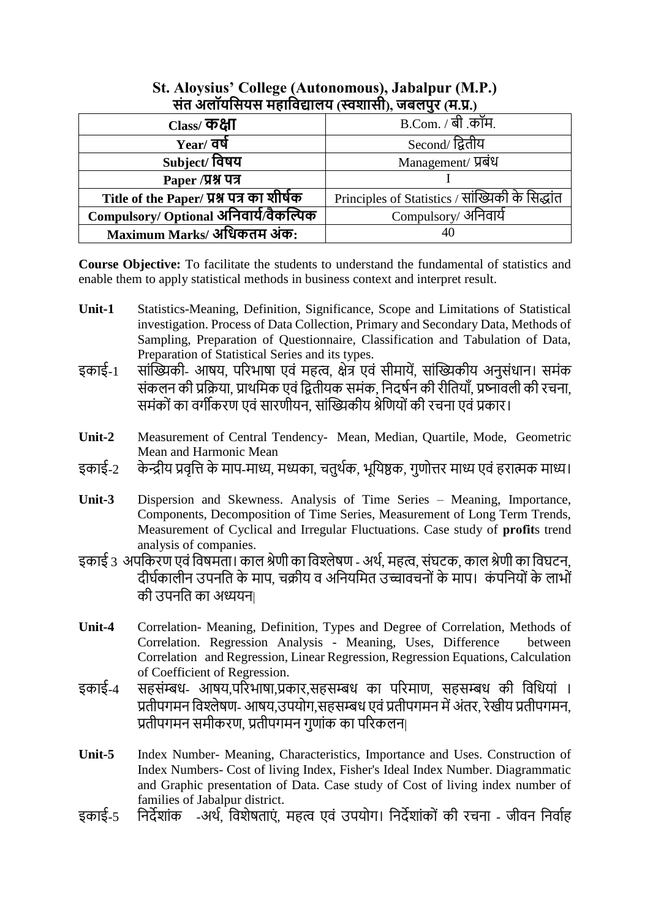**St. Aloysius' College (Autonomous), Jabalpur (M.P.)**
**संत अलॉयसियस महाविद्यालय (स्वशासी), जबलपुर (म.प्र.)**

| Class/ **कक्षा** | B.Com. / बी .कॉम. |
|---|---|
| **Year/ वर्ष** | Second/ द्वितीय |
| **Subject/ विषय** | Management/ प्रबंध |
| **Paper /प्रश्न पत्र** | I |
| **Title of the Paper/ प्रश्न पत्र का शीर्षक** | Principles of Statistics / सांख्यिकी के सिद्धांत |
| **Compulsory/ Optional अनिवार्य/वैकल्पिक** | Compulsory/ अनिवार्य |
| **Maximum Marks/ अधिकतम अंक:** | 40 |

**Course Objective:** To facilitate the students to understand the fundamental of statistics and enable them to apply statistical methods in business context and interpret result.

**Unit-1** Statistics-Meaning, Definition, Significance, Scope and Limitations of Statistical investigation. Process of Data Collection, Primary and Secondary Data, Methods of Sampling, Preparation of Questionnaire, Classification and Tabulation of Data, Preparation of Statistical Series and its types.

इकाई-1 सांख्यिकी- आषय, परिभाषा एवं महत्व, क्षेत्र एवं सीमायें, सांख्यिकीय अनुसंधान। समंक संकलन की प्रक्रिया, प्राथमिक एवं द्वितीयक समंक, निदर्षन की रीतियाँ, प्रष्नावली की रचना, समंकों का वर्गीकरण एवं सारणीयन, सांख्यिकीय श्रेणियों की रचना एवं प्रकार।

**Unit-2** Measurement of Central Tendency- Mean, Median, Quartile, Mode, Geometric Mean and Harmonic Mean

इकाई-2 केन्द्रीय प्रवृत्ति के माप-माध्य, मध्यका, चतुर्थक, भूयिष्ठक, गुणोत्तर माध्य एवं हरात्मक माध्य।

**Unit-3** Dispersion and Skewness. Analysis of Time Series – Meaning, Importance, Components, Decomposition of Time Series, Measurement of Long Term Trends, Measurement of Cyclical and Irregular Fluctuations. Case study of **profit**s trend analysis of companies.

इकाई 3 अपकिरण एवं विषमता। काल श्रेणी का विश्लेषण - अर्थ, महत्व, संघटक, काल श्रेणी का विघटन, दीर्घकालीन उपनति के माप, चक्रीय व अनियमित उच्चावचनों के माप। कंपनियों के लाभों की उपनति का अध्ययन|

**Unit-4** Correlation- Meaning, Definition, Types and Degree of Correlation, Methods of Correlation. Regression Analysis - Meaning, Uses, Difference between Correlation and Regression, Linear Regression, Regression Equations, Calculation of Coefficient of Regression.

इकाई-4 सहसंम्बध- आषय,परिभाषा,प्रकार,सहसम्बध का परिमाण, सहसम्बध की विधियां । प्रतीपगमन विश्लेषण- आषय,उपयोग,सहसम्बध एवं प्रतीपगमन में अंतर, रेखीय प्रतीपगमन, प्रतीपगमन समीकरण, प्रतीपगमन गुणांक का परिकलन|

**Unit-5** Index Number- Meaning, Characteristics, Importance and Uses. Construction of Index Numbers- Cost of living Index, Fisher's Ideal Index Number. Diagrammatic and Graphic presentation of Data. Case study of Cost of living index number of families of Jabalpur district.

इकाई-5 निर्देशांक -अर्थ, विशेषताएं, महत्व एवं उपयोग। निर्देशांकों की रचना - जीवन निर्वाह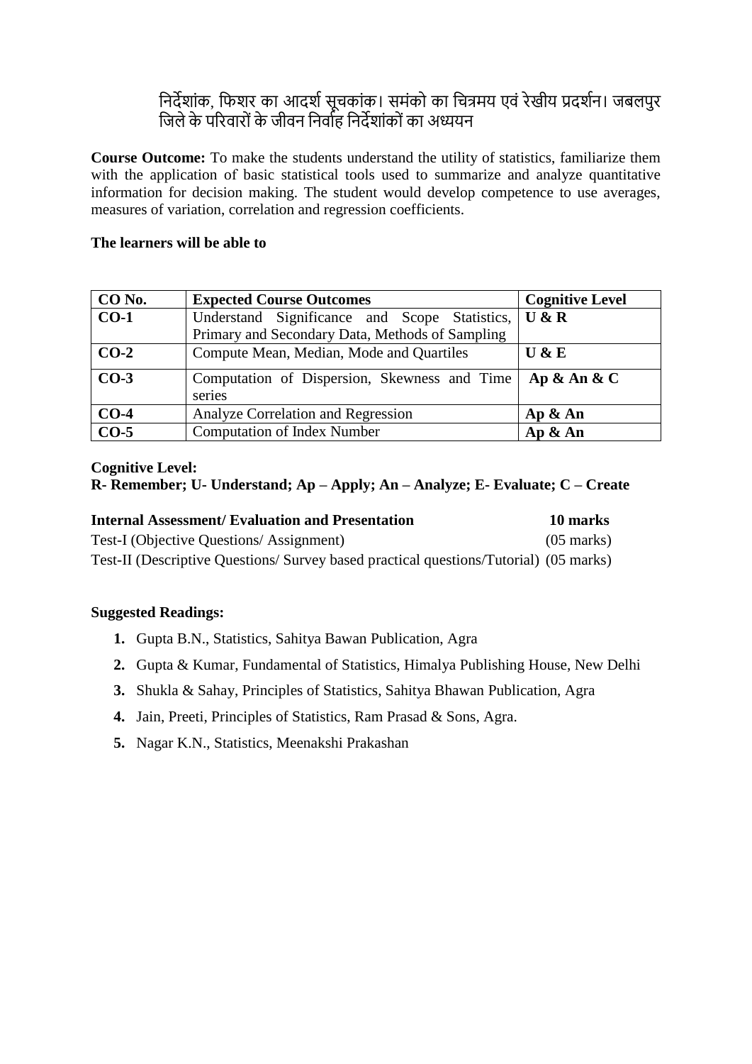निर्देशांक, फिशर का आदर्श सूचकांक। समंको का चित्रमय एवं रेखीय प्रदर्शन। जबलपुर जिले के परिवारों के जीवन निर्वाह निर्देशांकों का अध्ययन

**Course Outcome:** To make the students understand the utility of statistics, familiarize them with the application of basic statistical tools used to summarize and analyze quantitative information for decision making. The student would develop competence to use averages, measures of variation, correlation and regression coefficients.

**The learners will be able to**

| CO No. | Expected Course Outcomes | Cognitive Level |
|---|---|---|
| **CO-1** | Understand Significance and Scope Statistics, Primary and Secondary Data, Methods of Sampling | **U & R** |
| **CO-2** | Compute Mean, Median, Mode and Quartiles | **U & E** |
| **CO-3** | Computation of Dispersion, Skewness and Time series | **Ap & An & C** |
| **CO-4** | Analyze Correlation and Regression | **Ap & An** |
| **CO-5** | Computation of Index Number | **Ap & An** |

**Cognitive Level:**
**R- Remember; U- Understand; Ap – Apply; An – Analyze; E- Evaluate; C – Create**

**Internal Assessment/ Evaluation and Presentation** **10 marks**

Test-I (Objective Questions/ Assignment) (05 marks)

Test-II (Descriptive Questions/ Survey based practical questions/Tutorial) (05 marks)

**Suggested Readings:**

1. Gupta B.N., Statistics, Sahitya Bawan Publication, Agra
2. Gupta & Kumar, Fundamental of Statistics, Himalya Publishing House, New Delhi
3. Shukla & Sahay, Principles of Statistics, Sahitya Bhawan Publication, Agra
4. Jain, Preeti, Principles of Statistics, Ram Prasad & Sons, Agra.
5. Nagar K.N., Statistics, Meenakshi Prakashan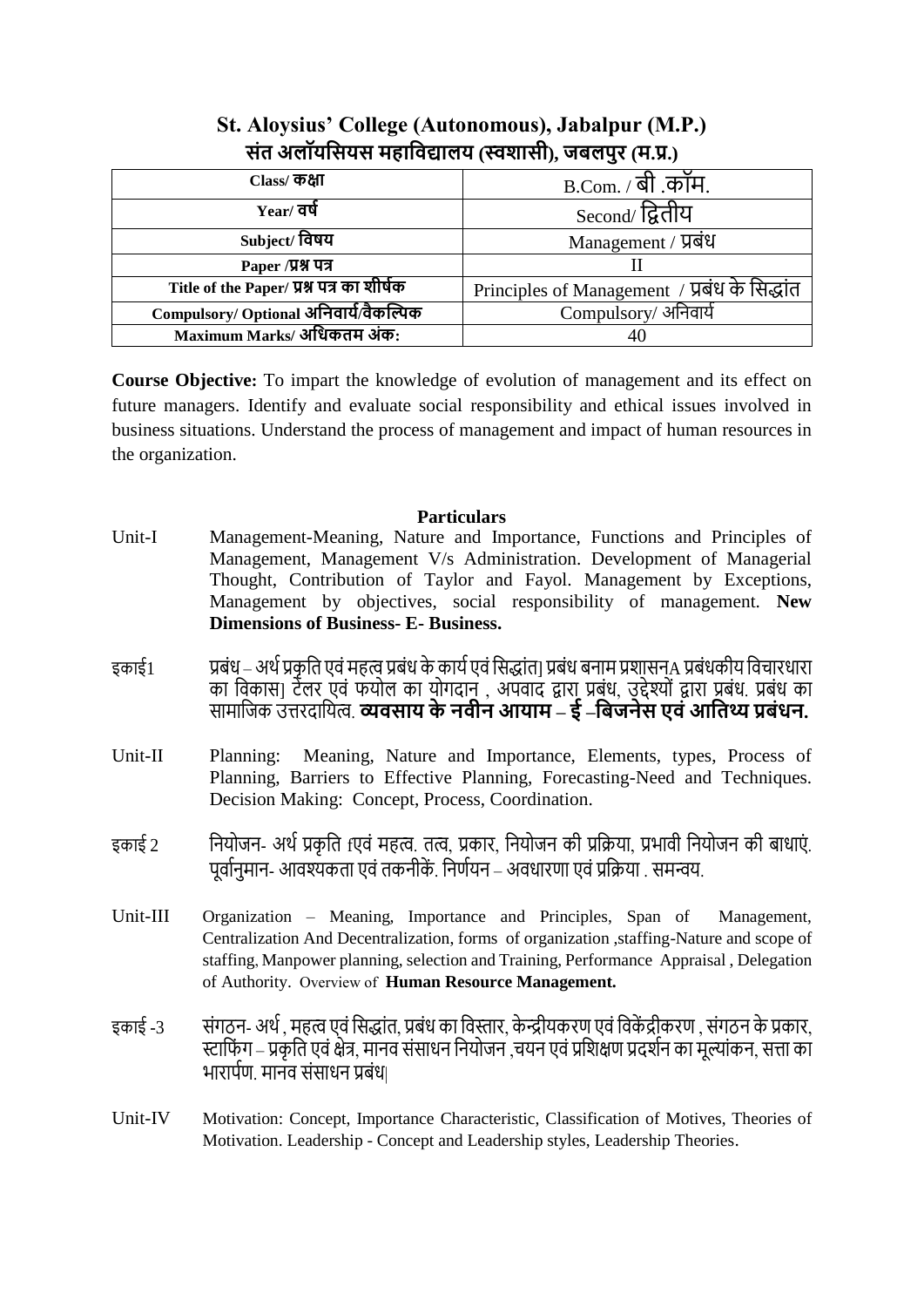## St. Aloysius' College (Autonomous), Jabalpur (M.P.)
## संत अलॉयसियस महाविद्यालय (स्वशासी), जबलपुर (म.प्र.)

| Class/ कक्षा | B.Com. / बी .कॉम. |
|---|---|
| Year/ वर्ष | Second/ द्वितीय |
| Subject/ विषय | Management / प्रबंध |
| Paper /प्रश्न पत्र | II |
| Title of the Paper/ प्रश्न पत्र का शीर्षक | Principles of Management / प्रबंध के सिद्धांत |
| Compulsory/ Optional अनिवार्य/वैकल्पिक | Compulsory/ अनिवार्य |
| Maximum Marks/ अधिकतम अंक: | 40 |

**Course Objective:** To impart the knowledge of evolution of management and its effect on future managers. Identify and evaluate social responsibility and ethical issues involved in business situations. Understand the process of management and impact of human resources in the organization.

**Particulars**

Unit-I Management-Meaning, Nature and Importance, Functions and Principles of Management, Management V/s Administration. Development of Managerial Thought, Contribution of Taylor and Fayol. Management by Exceptions, Management by objectives, social responsibility of management. **New Dimensions of Business- E- Business.**

इकाई1 प्रबंध – अर्थ प्रकृति एवं महत्व प्रबंध के कार्य एवं सिद्धांत| प्रबंध बनाम प्रशासनA प्रबंधकीय विचारधारा का विकास| टेलर एवं फयोल का योगदान , अपवाद द्वारा प्रबंध, उद्देश्यों द्वारा प्रबंध. प्रबंध का सामाजिक उत्तरदायित्व. **व्यवसाय के नवीन आयाम – ई –बिजनेस एवं आतिथ्य प्रबंधन.**

Unit-II Planning: Meaning, Nature and Importance, Elements, types, Process of Planning, Barriers to Effective Planning, Forecasting-Need and Techniques. Decision Making: Concept, Process, Coordination.

इकाई 2 नियोजन- अर्थ प्रकृति fएवं महत्व. तत्व, प्रकार, नियोजन की प्रक्रिया, प्रभावी नियोजन की बाधाएं. पूर्वानुमान- आवश्यकता एवं तकनीकें. निर्णयन – अवधारणा एवं प्रक्रिया . समन्वय.

Unit-III Organization – Meaning, Importance and Principles, Span of Management, Centralization And Decentralization, forms of organization ,staffing-Nature and scope of staffing, Manpower planning, selection and Training, Performance Appraisal , Delegation of Authority. Overview of **Human Resource Management.**

इकाई -3 संगठन- अर्थ , महत्व एवं सिद्धांत, प्रबंध का विस्तार, केन्द्रीयकरण एवं विकेंद्रीकरण , संगठन के प्रकार, स्टाफिंग – प्रकृति एवं क्षेत्र, मानव संसाधन नियोजन ,चयन एवं प्रशिक्षण प्रदर्शन का मूल्यांकन, सत्ता का भारार्पण. मानव संसाधन प्रबंध|

Unit-IV Motivation: Concept, Importance Characteristic, Classification of Motives, Theories of Motivation. Leadership - Concept and Leadership styles, Leadership Theories.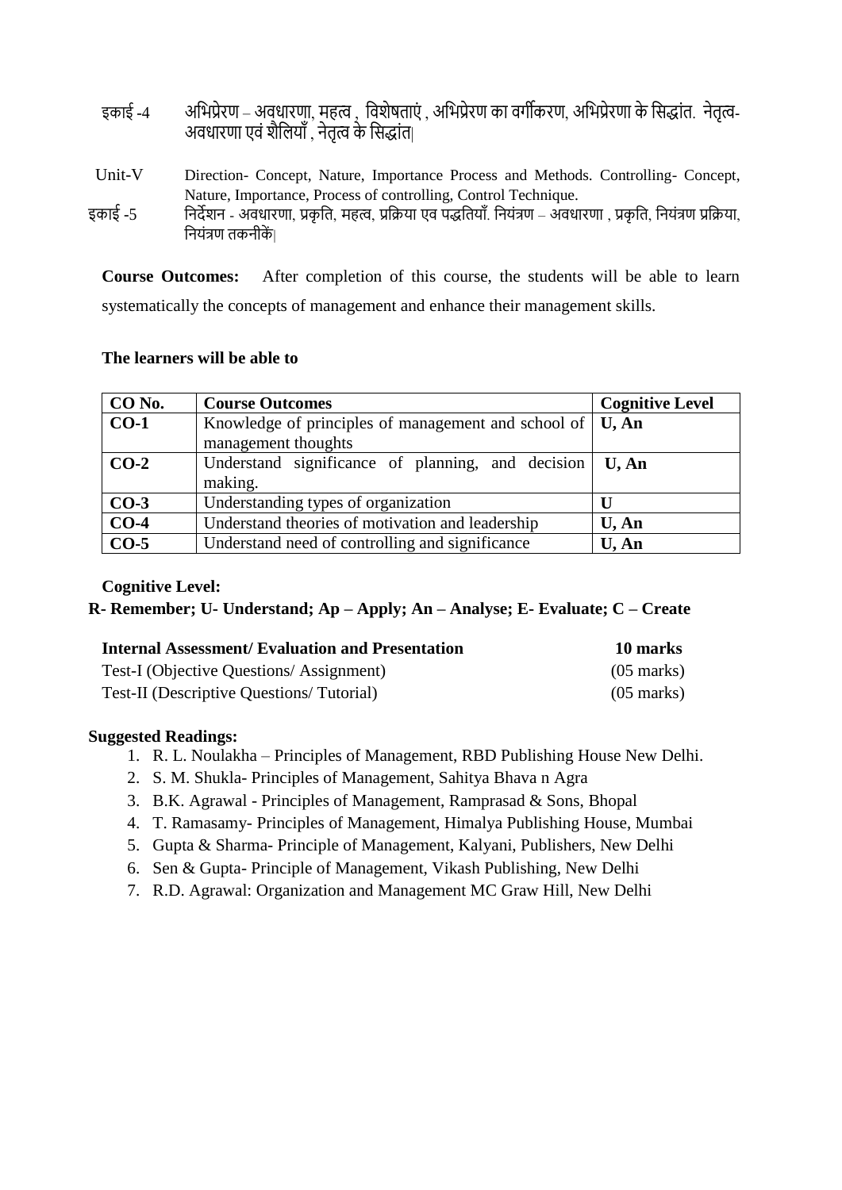इकाई -4 अभिप्रेरण – अवधारणा, महत्व , विशेषताएं , अभिप्रेरण का वर्गीकरण, अभिप्रेरणा के सिद्धांत. नेतृत्व- अवधारणा एवं शैलियाँ , नेतृत्व के सिद्धांत|

Unit-V Direction- Concept, Nature, Importance Process and Methods. Controlling- Concept, Nature, Importance, Process of controlling, Control Technique.

इकाई -5 निर्देशन - अवधारणा, प्रकृति, महत्व, प्रक्रिया एव पद्धतियाँ. नियंत्रण – अवधारणा , प्रकृति, नियंत्रण प्रक्रिया, नियंत्रण तकनीकें|

**Course Outcomes:** After completion of this course, the students will be able to learn systematically the concepts of management and enhance their management skills.

**The learners will be able to**

| CO No. | Course Outcomes | Cognitive Level |
|---|---|---|
| **CO-1** | Knowledge of principles of management and school of management thoughts | **U, An** |
| **CO-2** | Understand significance of planning, and decision making. | **U, An** |
| **CO-3** | Understanding types of organization | **U** |
| **CO-4** | Understand theories of motivation and leadership | **U, An** |
| **CO-5** | Understand need of controlling and significance | **U, An** |

**Cognitive Level:**

**R- Remember; U- Understand; Ap – Apply; An – Analyse; E- Evaluate; C – Create**

| **Internal Assessment/ Evaluation and Presentation** | **10 marks** |
|---|---|
| Test-I (Objective Questions/ Assignment) | (05 marks) |
| Test-II (Descriptive Questions/ Tutorial) | (05 marks) |

**Suggested Readings:**

1. R. L. Noulakha – Principles of Management, RBD Publishing House New Delhi.
2. S. M. Shukla- Principles of Management, Sahitya Bhava n Agra
3. B.K. Agrawal - Principles of Management, Ramprasad & Sons, Bhopal
4. T. Ramasamy- Principles of Management, Himalya Publishing House, Mumbai
5. Gupta & Sharma- Principle of Management, Kalyani, Publishers, New Delhi
6. Sen & Gupta- Principle of Management, Vikash Publishing, New Delhi
7. R.D. Agrawal: Organization and Management MC Graw Hill, New Delhi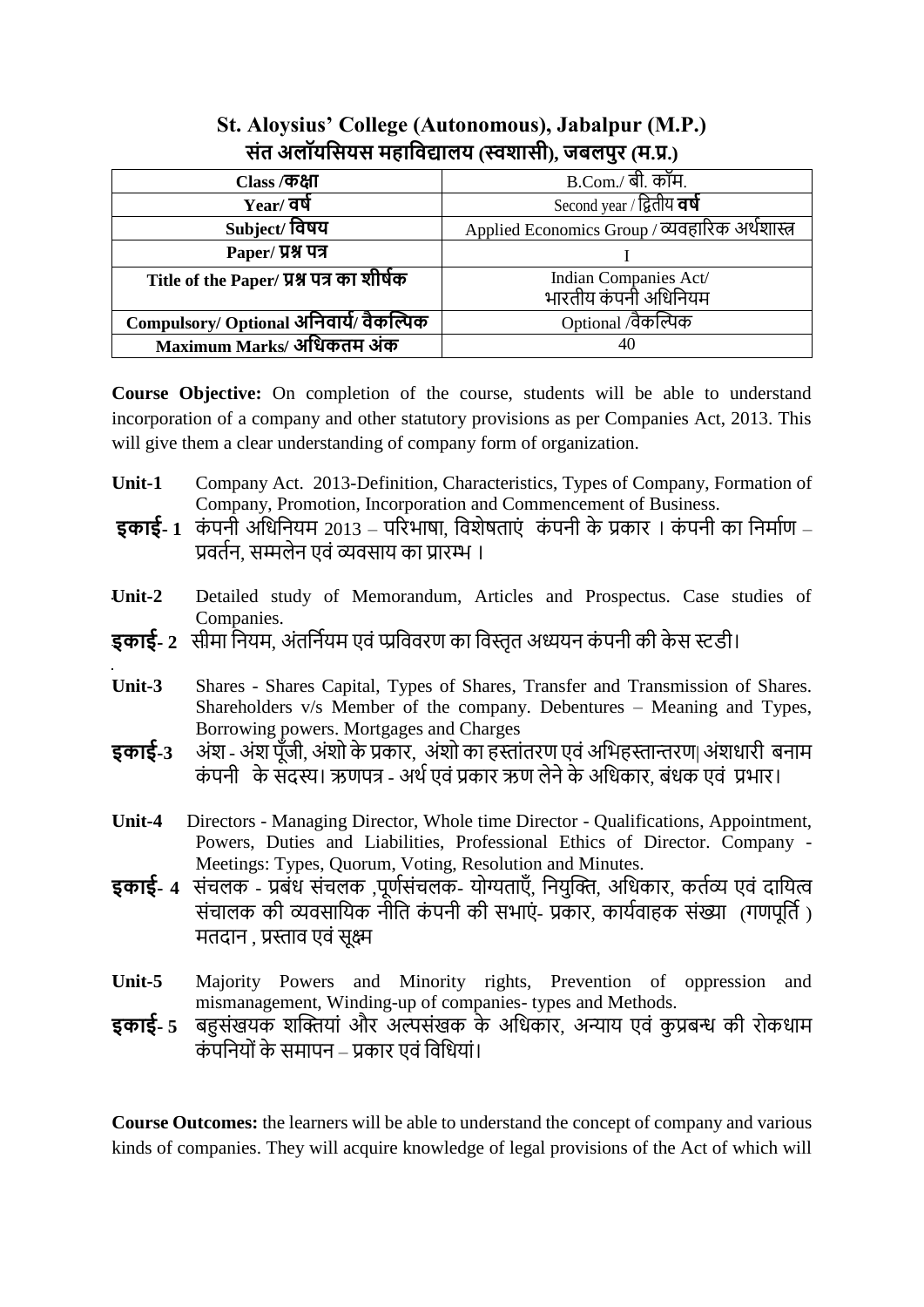## St. Aloysius' College (Autonomous), Jabalpur (M.P.)
## संत अलॉयसियस महाविद्यालय (स्वशासी), जबलपुर (म.प्र.)

| Class /कक्षा | B.Com./ बी. कॉम. |
|---|---|
| Year/ वर्ष | Second year / द्वितीय वर्ष |
| Subject/ विषय | Applied Economics Group / व्यवहारिक अर्थशास्त्र |
| Paper/ प्रश्न पत्र | I |
| Title of the Paper/ प्रश्न पत्र का शीर्षक | Indian Companies Act/ भारतीय कंपनी अधिनियम |
| Compulsory/ Optional अनिवार्य/ वैकल्पिक | Optional /वैकल्पिक |
| Maximum Marks/ अधिकतम अंक | 40 |

**Course Objective:** On completion of the course, students will be able to understand incorporation of a company and other statutory provisions as per Companies Act, 2013. This will give them a clear understanding of company form of organization.

**Unit-1** Company Act. 2013-Definition, Characteristics, Types of Company, Formation of Company, Promotion, Incorporation and Commencement of Business.

**इकाई- 1** कंपनी अधिनियम 2013 – परिभाषा, विशेषताएं कंपनी के प्रकार । कंपनी का निर्माण – प्रवर्तन, सम्मलेन एवं व्यवसाय का प्रारम्भ ।

**Unit-2** Detailed study of Memorandum, Articles and Prospectus. Case studies of Companies.

**इकाई- 2** सीमा नियम, अंतर्नियम एवं प्रविवरण का विस्तृत अध्ययन कंपनी की केस स्टडी।

**Unit-3** Shares - Shares Capital, Types of Shares, Transfer and Transmission of Shares. Shareholders v/s Member of the company. Debentures – Meaning and Types, Borrowing powers. Mortgages and Charges

**इकाई-3** अंश - अंश पूँजी, अंशो के प्रकार, अंशो का हस्तांतरण एवं अभिहस्तान्तरण| अंशधारी बनाम कंपनी के सदस्य। ऋणपत्र - अर्थ एवं प्रकार ऋण लेने के अधिकार, बंधक एवं प्रभार।

**Unit-4** Directors - Managing Director, Whole time Director - Qualifications, Appointment, Powers, Duties and Liabilities, Professional Ethics of Director. Company - Meetings: Types, Quorum, Voting, Resolution and Minutes.

**इकाई- 4** संचलक - प्रबंध संचलक ,पूर्णसंचलक- योग्यताएँ, नियुक्ति, अधिकार, कर्तव्य एवं दायित्व संचालक की व्यवसायिक नीति कंपनी की सभाएं- प्रकार, कार्यवाहक संख्या (गणपूर्ति ) मतदान , प्रस्ताव एवं सूक्ष्म

**Unit-5** Majority Powers and Minority rights, Prevention of oppression and mismanagement, Winding-up of companies- types and Methods.

**इकाई- 5** बहुसंखयक शक्तियां और अल्पसंखक के अधिकार, अन्याय एवं कुप्रबन्ध की रोकधाम कंपनियों के समापन – प्रकार एवं विधियां।

**Course Outcomes:** the learners will be able to understand the concept of company and various kinds of companies. They will acquire knowledge of legal provisions of the Act of which will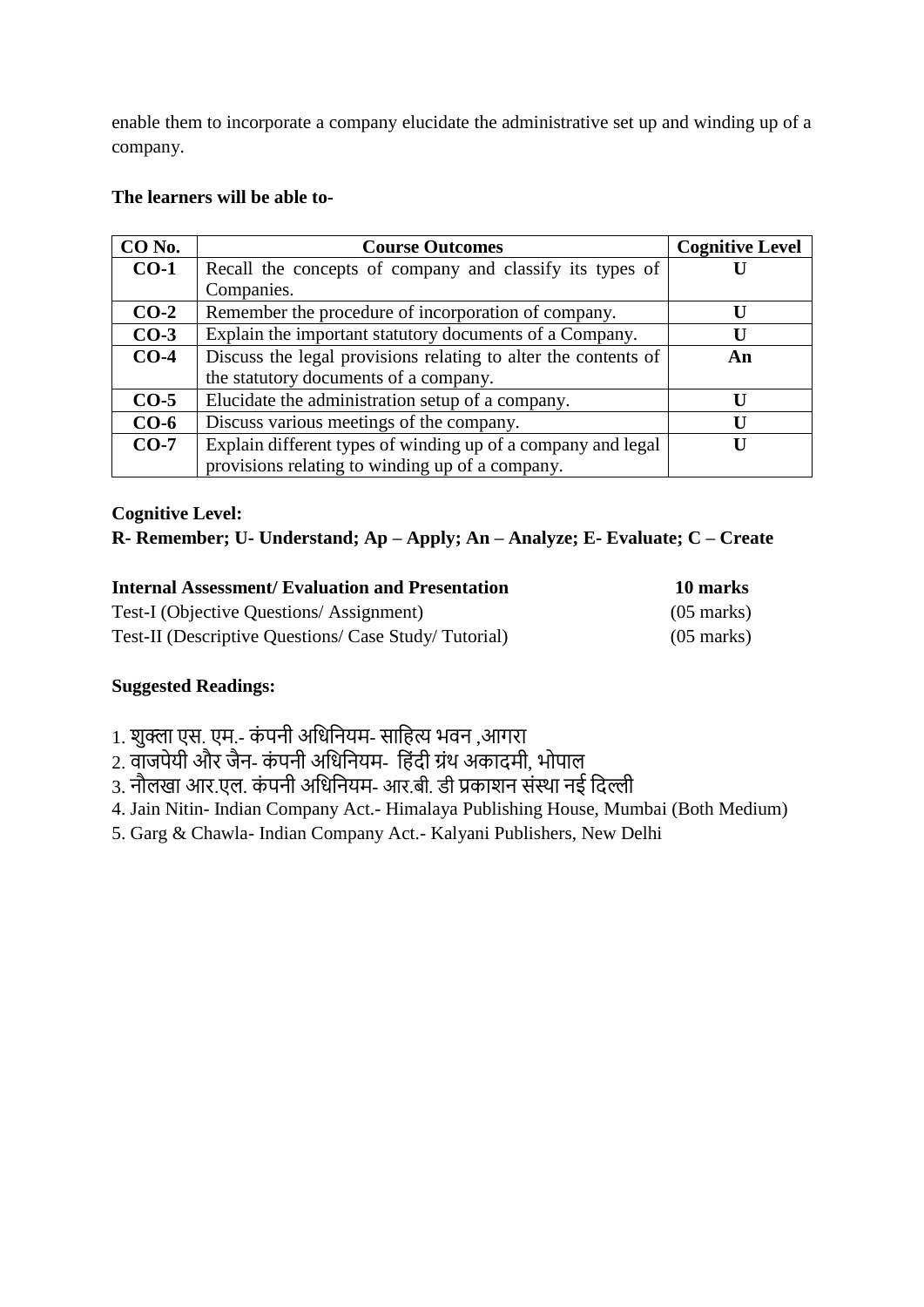enable them to incorporate a company elucidate the administrative set up and winding up of a company.

**The learners will be able to-**

| CO No. | Course Outcomes | Cognitive Level |
|---|---|---|
| **CO-1** | Recall the concepts of company and classify its types of Companies. | **U** |
| **CO-2** | Remember the procedure of incorporation of company. | **U** |
| **CO-3** | Explain the important statutory documents of a Company. | **U** |
| **CO-4** | Discuss the legal provisions relating to alter the contents of the statutory documents of a company. | **An** |
| **CO-5** | Elucidate the administration setup of a company. | **U** |
| **CO-6** | Discuss various meetings of the company. | **U** |
| **CO-7** | Explain different types of winding up of a company and legal provisions relating to winding up of a company. | **U** |

**Cognitive Level:**
**R- Remember; U- Understand; Ap – Apply; An – Analyze; E- Evaluate; C – Create**

| **Internal Assessment/ Evaluation and Presentation** | **10 marks** |
|---|---|
| Test-I (Objective Questions/ Assignment) | (05 marks) |
| Test-II (Descriptive Questions/ Case Study/ Tutorial) | (05 marks) |

**Suggested Readings:**

1. शुक्ला एस. एम.- कंपनी अधिनियम- साहित्य भवन ,आगरा
2. वाजपेयी और जैन- कंपनी अधिनियम- हिंदी ग्रंथ अकादमी, भोपाल
3. नौलखा आर.एल. कंपनी अधिनियम- आर.बी. डी प्रकाशन संस्था नई दिल्ली
4. Jain Nitin- Indian Company Act.- Himalaya Publishing House, Mumbai (Both Medium)
5. Garg & Chawla- Indian Company Act.- Kalyani Publishers, New Delhi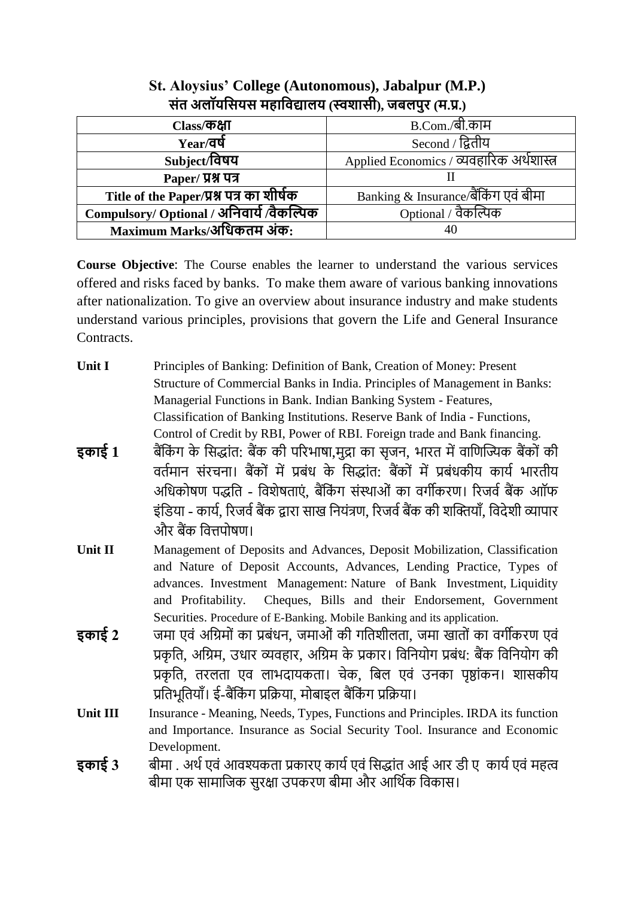## St. Aloysius' College (Autonomous), Jabalpur (M.P.)
## संत अलॉयसियस महाविद्यालय (स्वशासी), जबलपुर (म.प्र.)

| Class/कक्षा | B.Com./बी.काम |
|---|---|
| Year/वर्ष | Second / द्वितीय |
| Subject/विषय | Applied Economics / व्यवहारिक अर्थशास्त्र |
| Paper/ प्रश्न पत्र | II |
| Title of the Paper/प्रश्न पत्र का शीर्षक | Banking & Insurance/बैंकिंग एवं बीमा |
| Compulsory/ Optional / अनिवार्य /वैकल्पिक | Optional / वैकल्पिक |
| Maximum Marks/अधिकतम अंक: | 40 |

**Course Objective**: The Course enables the learner to understand the various services offered and risks faced by banks. To make them aware of various banking innovations after nationalization. To give an overview about insurance industry and make students understand various principles, provisions that govern the Life and General Insurance Contracts.

**Unit I** Principles of Banking: Definition of Bank, Creation of Money: Present Structure of Commercial Banks in India. Principles of Management in Banks: Managerial Functions in Bank. Indian Banking System - Features, Classification of Banking Institutions. Reserve Bank of India - Functions, Control of Credit by RBI, Power of RBI. Foreign trade and Bank financing.

**इकाई 1** बैंकिंग के सिद्धांत: बैंक की परिभाषा,मुद्रा का सृजन, भारत में वाणिज्यिक बैंकों की वर्तमान संरचना। बैंकों में प्रबंध के सिद्धांत: बैंकों में प्रबंधकीय कार्य भारतीय अधिकोषण पद्धति - विशेषताएं, बैंकिंग संस्थाओं का वर्गीकरण। रिजर्व बैंक ऑफ इंडिया - कार्य, रिजर्व बैंक द्वारा साख नियंत्रण, रिजर्व बैंक की शक्तियाँ, विदेशी व्यापार और बैंक वित्तपोषण।

**Unit II** Management of Deposits and Advances, Deposit Mobilization, Classification and Nature of Deposit Accounts, Advances, Lending Practice, Types of advances. Investment Management: Nature of Bank Investment, Liquidity and Profitability. Cheques, Bills and their Endorsement, Government Securities. Procedure of E-Banking. Mobile Banking and its application.

**इकाई 2** जमा एवं अग्रिमों का प्रबंधन, जमाओं की गतिशीलता, जमा खातों का वर्गीकरण एवं प्रकृति, अग्रिम, उधार व्यवहार, अग्रिम के प्रकार। विनियोग प्रबंध: बैंक विनियोग की प्रकृति, तरलता एव लाभदायकता। चेक, बिल एवं उनका पृष्ठांकन। शासकीय प्रतिभूतियाँ। ई-बैंकिंग प्रक्रिया, मोबाइल बैंकिंग प्रक्रिया।

**Unit III** Insurance - Meaning, Needs, Types, Functions and Principles. IRDA its function and Importance. Insurance as Social Security Tool. Insurance and Economic Development.

**इकाई 3** बीमा . अर्थ एवं आवश्यकता प्रकारए कार्य एवं सिद्धांत आई आर डी ए कार्य एवं महत्व बीमा एक सामाजिक सुरक्षा उपकरण बीमा और आर्थिक विकास।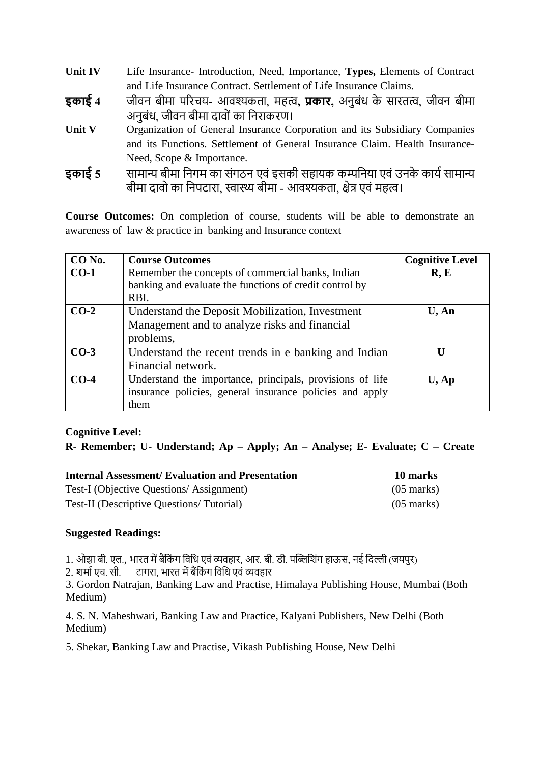**Unit IV** Life Insurance- Introduction, Need, Importance, **Types,** Elements of Contract and Life Insurance Contract. Settlement of Life Insurance Claims.

**इकाई 4** जीवन बीमा परिचय- आवश्यकता, महत्व, **प्रकार,** अनुबंध के सारतत्व, जीवन बीमा अनुबंध, जीवन बीमा दावों का निराकरण।

**Unit V** Organization of General Insurance Corporation and its Subsidiary Companies and its Functions. Settlement of General Insurance Claim. Health Insurance- Need, Scope & Importance.

**इकाई 5** सामान्य बीमा निगम का संगठन एवं इसकी सहायक कम्पनिया एवं उनके कार्य सामान्य बीमा दावो का निपटारा, स्वास्थ्य बीमा - आवश्यकता, क्षेत्र एवं महत्व।

**Course Outcomes:** On completion of course, students will be able to demonstrate an awareness of law & practice in banking and Insurance context

| CO No. | Course Outcomes | Cognitive Level |
|---|---|---|
| **CO-1** | Remember the concepts of commercial banks, Indian banking and evaluate the functions of credit control by RBI. | **R, E** |
| **CO-2** | Understand the Deposit Mobilization, Investment Management and to analyze risks and financial problems, | **U, An** |
| **CO-3** | Understand the recent trends in e banking and Indian Financial network. | **U** |
| **CO-4** | Understand the importance, principals, provisions of life insurance policies, general insurance policies and apply them | **U, Ap** |

**Cognitive Level:**

**R- Remember; U- Understand; Ap – Apply; An – Analyse; E- Evaluate; C – Create**

| **Internal Assessment/ Evaluation and Presentation** | **10 marks** |
|---|---|
| Test-I (Objective Questions/ Assignment) | (05 marks) |
| Test-II (Descriptive Questions/ Tutorial) | (05 marks) |

**Suggested Readings:**

1. ओझा बी. एल., भारत में बैंकिंग विधि एवं व्यवहार, आर. बी. डी. पब्लिशिंग हाऊस, नई दिल्ली (जयपुर)
2. शर्मा एच. सी. टागरा, भारत में बैंकिंग विधि एवं व्यवहार
3. Gordon Natrajan, Banking Law and Practise, Himalaya Publishing House, Mumbai (Both Medium)
4. S. N. Maheshwari, Banking Law and Practice, Kalyani Publishers, New Delhi (Both Medium)
5. Shekar, Banking Law and Practise, Vikash Publishing House, New Delhi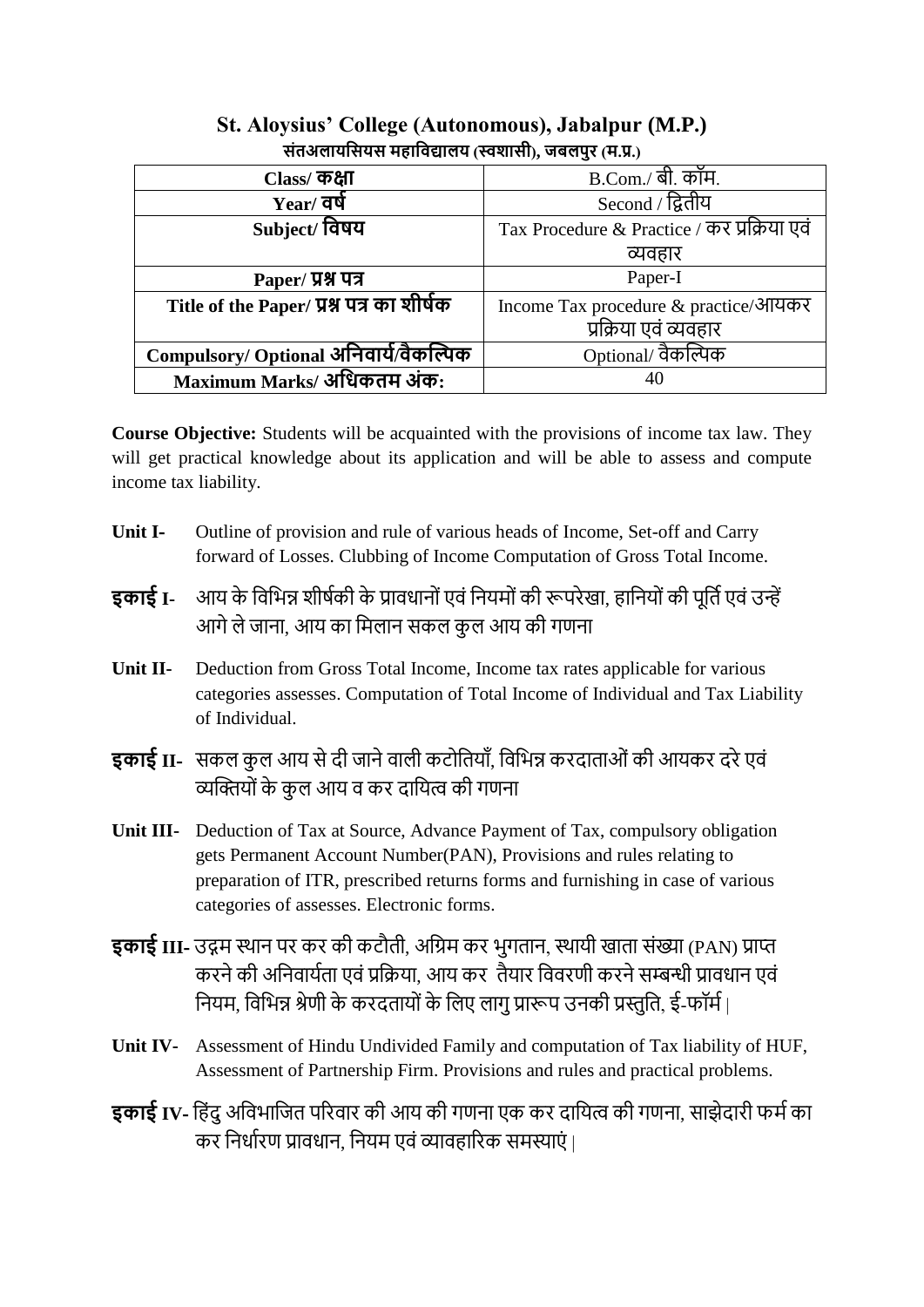## St. Aloysius' College (Autonomous), Jabalpur (M.P.)
### संतअलायसियस महाविद्यालय (स्वशासी), जबलपुर (म.प्र.)

| Class/ कक्षा | B.Com./ बी. कॉम. |
|---|---|
| Year/ वर्ष | Second / द्वितीय |
| Subject/ विषय | Tax Procedure & Practice / कर प्रक्रिया एवं व्यवहार |
| Paper/ प्रश्न पत्र | Paper-I |
| Title of the Paper/ प्रश्न पत्र का शीर्षक | Income Tax procedure & practice/आयकर प्रक्रिया एवं व्यवहार |
| Compulsory/ Optional अनिवार्य/वैकल्पिक | Optional/ वैकल्पिक |
| Maximum Marks/ अधिकतम अंक: | 40 |

**Course Objective:** Students will be acquainted with the provisions of income tax law. They will get practical knowledge about its application and will be able to assess and compute income tax liability.

**Unit I-** Outline of provision and rule of various heads of Income, Set-off and Carry forward of Losses. Clubbing of Income Computation of Gross Total Income.

**इकाई I-** आय के विभिन्न शीर्षकी के प्रावधानों एवं नियमों की रूपरेखा, हानियों की पूर्ति एवं उन्हें आगे ले जाना, आय का मिलान सकल कुल आय की गणना

**Unit II-** Deduction from Gross Total Income, Income tax rates applicable for various categories assesses. Computation of Total Income of Individual and Tax Liability of Individual.

**इकाई II-** सकल कुल आय से दी जाने वाली कटोतियाँ, विभिन्न करदाताओं की आयकर दरे एवं व्यक्तियों के कुल आय व कर दायित्व की गणना

**Unit III-** Deduction of Tax at Source, Advance Payment of Tax, compulsory obligation gets Permanent Account Number(PAN), Provisions and rules relating to preparation of ITR, prescribed returns forms and furnishing in case of various categories of assesses. Electronic forms.

**इकाई III-** उद्गम स्थान पर कर की कटौती, अग्रिम कर भुगतान, स्थायी खाता संख्या (PAN) प्राप्त करने की अनिवार्यता एवं प्रक्रिया, आय कर तैयार विवरणी करने सम्बन्धी प्रावधान एवं नियम, विभिन्न श्रेणी के करदतायों के लिए लागु प्रारूप उनकी प्रस्तुति, ई-फॉर्म |

**Unit IV-** Assessment of Hindu Undivided Family and computation of Tax liability of HUF, Assessment of Partnership Firm. Provisions and rules and practical problems.

**इकाई IV-** हिंदु अविभाजित परिवार की आय की गणना एक कर दायित्व की गणना, साझेदारी फर्म का कर निर्धारण प्रावधान, नियम एवं व्यावहारिक समस्याएं |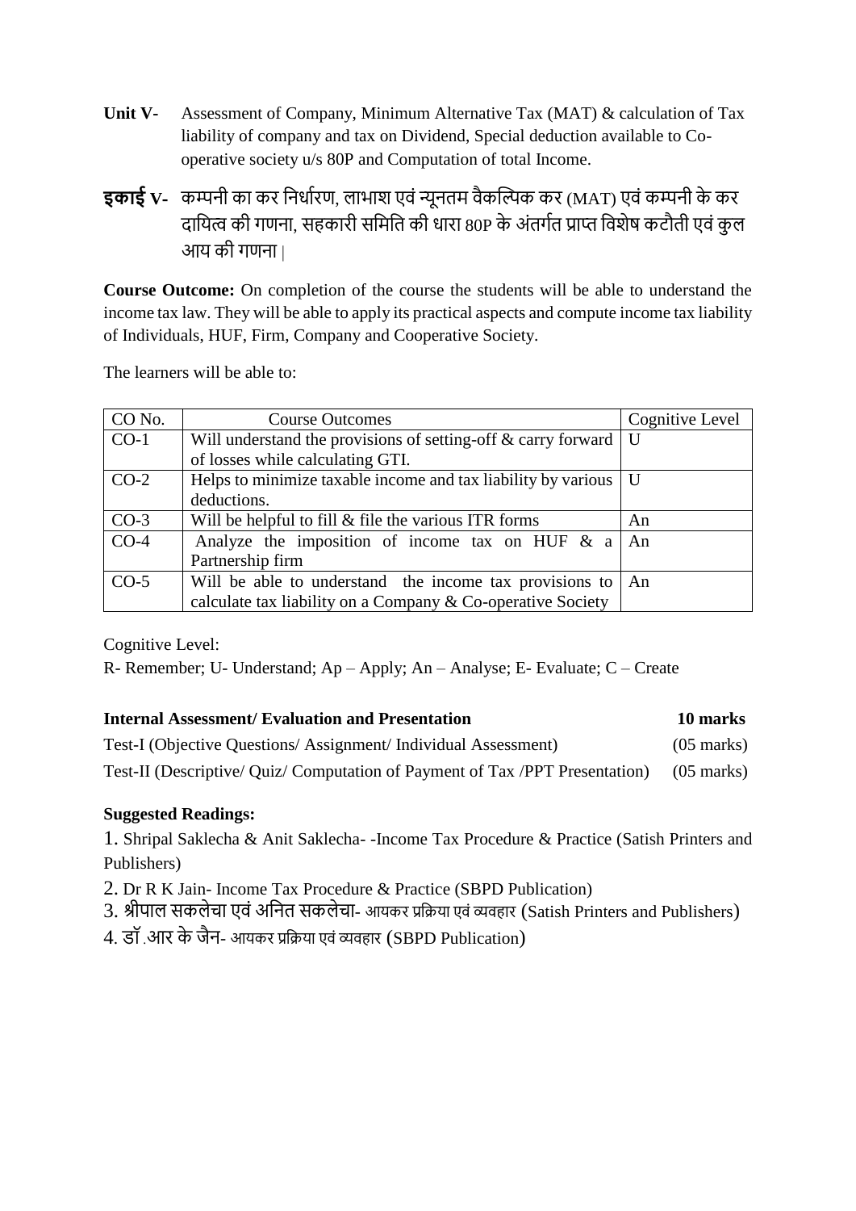**Unit V-** Assessment of Company, Minimum Alternative Tax (MAT) & calculation of Tax liability of company and tax on Dividend, Special deduction available to Co-operative society u/s 80P and Computation of total Income.

**इकाई V-** कम्पनी का कर निर्धारण, लाभाश एवं न्यूनतम वैकल्पिक कर (MAT) एवं कम्पनी के कर दायित्व की गणना, सहकारी समिति की धारा 80P के अंतर्गत प्राप्त विशेष कटौती एवं कुल आय की गणना |

**Course Outcome:** On completion of the course the students will be able to understand the income tax law. They will be able to apply its practical aspects and compute income tax liability of Individuals, HUF, Firm, Company and Cooperative Society.

The learners will be able to:

| CO No. | Course Outcomes | Cognitive Level |
|---|---|---|
| CO-1 | Will understand the provisions of setting-off & carry forward of losses while calculating GTI. | U |
| CO-2 | Helps to minimize taxable income and tax liability by various deductions. | U |
| CO-3 | Will be helpful to fill & file the various ITR forms | An |
| CO-4 | Analyze the imposition of income tax on HUF & a Partnership firm | An |
| CO-5 | Will be able to understand the income tax provisions to calculate tax liability on a Company & Co-operative Society | An |

Cognitive Level:

R- Remember; U- Understand; Ap – Apply; An – Analyse; E- Evaluate; C – Create

| **Internal Assessment/ Evaluation and Presentation** | **10 marks** |
|---|---|
| Test-I (Objective Questions/ Assignment/ Individual Assessment) | (05 marks) |
| Test-II (Descriptive/ Quiz/ Computation of Payment of Tax /PPT Presentation) | (05 marks) |

**Suggested Readings:**

1. Shripal Saklecha & Anit Saklecha- -Income Tax Procedure & Practice (Satish Printers and Publishers)
2. Dr R K Jain- Income Tax Procedure & Practice (SBPD Publication)
3. श्रीपाल सकलेचा एवं अनित सकलेचा- आयकर प्रक्रिया एवं व्यवहार (Satish Printers and Publishers)
4. डॉ .आर के जैन- आयकर प्रक्रिया एवं व्यवहार (SBPD Publication)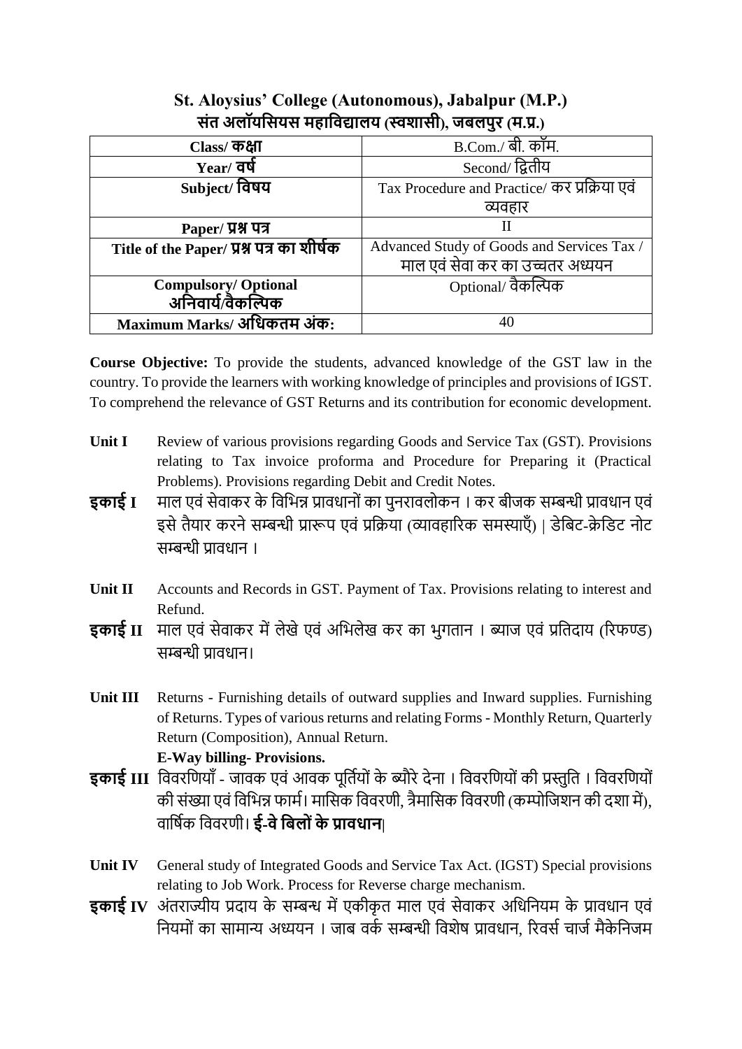## St. Aloysius' College (Autonomous), Jabalpur (M.P.)
## संत अलॉयसियस महाविद्यालय (स्वशासी), जबलपुर (म.प्र.)

| | |
|---|---|
| **Class/ कक्षा** | B.Com./ बी. कॉम. |
| **Year/ वर्ष** | Second/ द्वितीय |
| **Subject/ विषय** | Tax Procedure and Practice/ कर प्रक्रिया एवं व्यवहार |
| **Paper/ प्रश्न पत्र** | II |
| **Title of the Paper/ प्रश्न पत्र का शीर्षक** | Advanced Study of Goods and Services Tax / माल एवं सेवा कर का उच्चतर अध्ययन |
| **Compulsory/ Optional अनिवार्य/वैकल्पिक** | Optional/ वैकल्पिक |
| **Maximum Marks/ अधिकतम अंक:** | 40 |

**Course Objective:** To provide the students, advanced knowledge of the GST law in the country. To provide the learners with working knowledge of principles and provisions of IGST. To comprehend the relevance of GST Returns and its contribution for economic development.

**Unit I** Review of various provisions regarding Goods and Service Tax (GST). Provisions relating to Tax invoice proforma and Procedure for Preparing it (Practical Problems). Provisions regarding Debit and Credit Notes.

**इकाई I** माल एवं सेवाकर के विभिन्न प्रावधानों का पुनरावलोकन । कर बीजक सम्बन्धी प्रावधान एवं इसे तैयार करने सम्बन्धी प्रारूप एवं प्रक्रिया (व्यावहारिक समस्याएँ) | डेबिट-क्रेडिट नोट सम्बन्धी प्रावधान ।

**Unit II** Accounts and Records in GST. Payment of Tax. Provisions relating to interest and Refund.

**इकाई II** माल एवं सेवाकर में लेखे एवं अभिलेख कर का भुगतान । ब्याज एवं प्रतिदाय (रिफण्ड) सम्बन्धी प्रावधान।

**Unit III** Returns - Furnishing details of outward supplies and Inward supplies. Furnishing of Returns. Types of various returns and relating Forms - Monthly Return, Quarterly Return (Composition), Annual Return.
**E-Way billing- Provisions.**

**इकाई III** विवरणियाँ - जावक एवं आवक पूर्तियों के ब्यौरे देना । विवरणियों की प्रस्तुति । विवरणियों की संख्या एवं विभिन्न फार्म। मासिक विवरणी, त्रैमासिक विवरणी (कम्पोजिशन की दशा में), वार्षिक विवरणी। **ई-वे बिलों के प्रावधान**|

**Unit IV** General study of Integrated Goods and Service Tax Act. (IGST) Special provisions relating to Job Work. Process for Reverse charge mechanism.

**इकाई IV** अंतराज्यीय प्रदाय के सम्बन्ध में एकीकृत माल एवं सेवाकर अधिनियम के प्रावधान एवं नियमों का सामान्य अध्ययन । जाब वर्क सम्बन्धी विशेष प्रावधान, रिवर्स चार्ज मैकेनिजम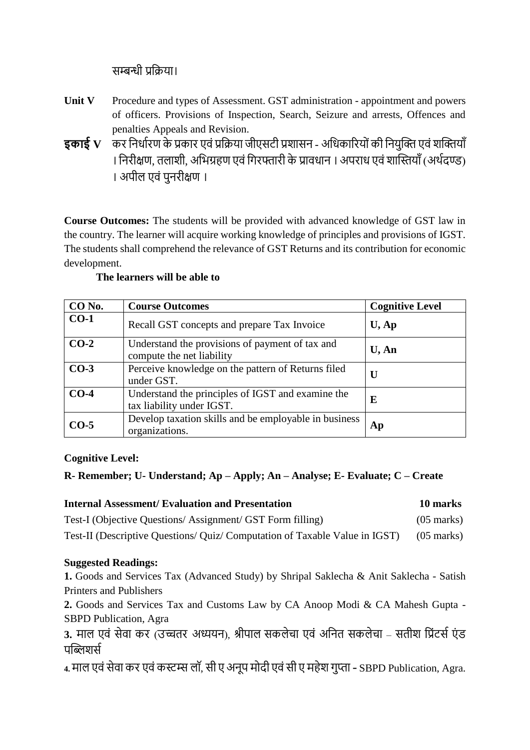सम्बन्धी प्रक्रिया।

**Unit V** Procedure and types of Assessment. GST administration - appointment and powers of officers. Provisions of Inspection, Search, Seizure and arrests, Offences and penalties Appeals and Revision.

**इकाई V** कर निर्धारण के प्रकार एवं प्रक्रिया जीएसटी प्रशासन - अधिकारियों की नियुक्ति एवं शक्तियाँ । निरीक्षण, तलाशी, अभिग्रहण एवं गिरफ्तारी के प्रावधान । अपराध एवं शास्तियाँ (अर्थदण्ड) । अपील एवं पुनरीक्षण ।

**Course Outcomes:** The students will be provided with advanced knowledge of GST law in the country. The learner will acquire working knowledge of principles and provisions of IGST. The students shall comprehend the relevance of GST Returns and its contribution for economic development.

**The learners will be able to**

| CO No. | Course Outcomes | Cognitive Level |
|---|---|---|
| **CO-1** | Recall GST concepts and prepare Tax Invoice | **U, Ap** |
| **CO-2** | Understand the provisions of payment of tax and compute the net liability | **U, An** |
| **CO-3** | Perceive knowledge on the pattern of Returns filed under GST. | **U** |
| **CO-4** | Understand the principles of IGST and examine the tax liability under IGST. | **E** |
| **CO-5** | Develop taxation skills and be employable in business organizations. | **Ap** |

**Cognitive Level:**

**R- Remember; U- Understand; Ap – Apply; An – Analyse; E- Evaluate; C – Create**

| | |
|---|---|
| **Internal Assessment/ Evaluation and Presentation** | **10 marks** |
| Test-I (Objective Questions/ Assignment/ GST Form filling) | (05 marks) |
| Test-II (Descriptive Questions/ Quiz/ Computation of Taxable Value in IGST) | (05 marks) |

**Suggested Readings:**

**1.** Goods and Services Tax (Advanced Study) by Shripal Saklecha & Anit Saklecha - Satish Printers and Publishers

**2.** Goods and Services Tax and Customs Law by CA Anoop Modi & CA Mahesh Gupta - SBPD Publication, Agra

**3.** माल एवं सेवा कर (उच्चतर अध्ययन), श्रीपाल सकलेचा एवं अनित सकलेचा – सतीश प्रिंटर्स एंड पब्लिशर्स

**4.** माल एवं सेवा कर एवं कस्टम्स लॉ, सी ए अनूप मोदी एवं सी ए महेश गुप्ता - SBPD Publication, Agra.